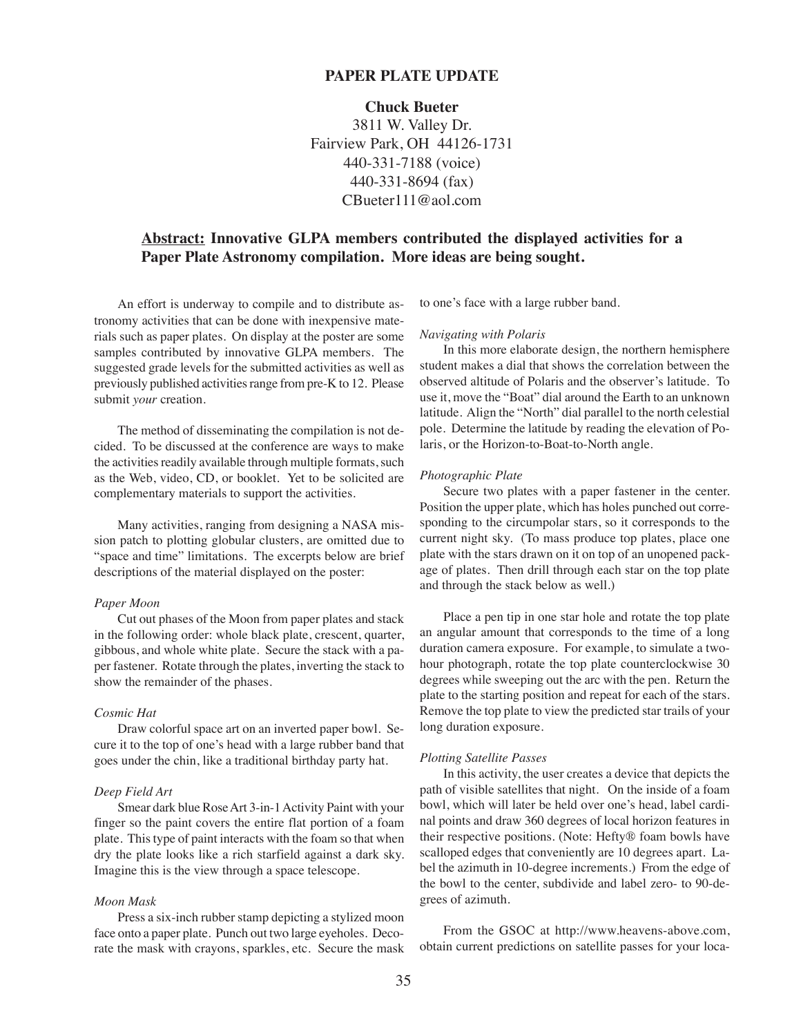# PAPER PLATE UPDATE

**Chuck Bueter**
3811 W. Valley Dr.
Fairview Park, OH 44126-1731
440-331-7188 (voice)
440-331-8694 (fax)
CBueter111@aol.com

**<u>Abstract:</u> Innovative GLPA members contributed the displayed activities for a Paper Plate Astronomy compilation. More ideas are being sought.**

An effort is underway to compile and to distribute astronomy activities that can be done with inexpensive materials such as paper plates. On display at the poster are some samples contributed by innovative GLPA members. The suggested grade levels for the submitted activities as well as previously published activities range from pre-K to 12. Please submit *your* creation.

The method of disseminating the compilation is not decided. To be discussed at the conference are ways to make the activities readily available through multiple formats, such as the Web, video, CD, or booklet. Yet to be solicited are complementary materials to support the activities.

Many activities, ranging from designing a NASA mission patch to plotting globular clusters, are omitted due to "space and time" limitations. The excerpts below are brief descriptions of the material displayed on the poster:

*Paper Moon*

Cut out phases of the Moon from paper plates and stack in the following order: whole black plate, crescent, quarter, gibbous, and whole white plate. Secure the stack with a paper fastener. Rotate through the plates, inverting the stack to show the remainder of the phases.

*Cosmic Hat*

Draw colorful space art on an inverted paper bowl. Secure it to the top of one's head with a large rubber band that goes under the chin, like a traditional birthday party hat.

*Deep Field Art*

Smear dark blue Rose Art 3-in-1 Activity Paint with your finger so the paint covers the entire flat portion of a foam plate. This type of paint interacts with the foam so that when dry the plate looks like a rich starfield against a dark sky. Imagine this is the view through a space telescope.

*Moon Mask*

Press a six-inch rubber stamp depicting a stylized moon face onto a paper plate. Punch out two large eyeholes. Decorate the mask with crayons, sparkles, etc. Secure the mask to one's face with a large rubber band.

*Navigating with Polaris*

In this more elaborate design, the northern hemisphere student makes a dial that shows the correlation between the observed altitude of Polaris and the observer's latitude. To use it, move the "Boat" dial around the Earth to an unknown latitude. Align the "North" dial parallel to the north celestial pole. Determine the latitude by reading the elevation of Polaris, or the Horizon-to-Boat-to-North angle.

*Photographic Plate*

Secure two plates with a paper fastener in the center. Position the upper plate, which has holes punched out corresponding to the circumpolar stars, so it corresponds to the current night sky. (To mass produce top plates, place one plate with the stars drawn on it on top of an unopened package of plates. Then drill through each star on the top plate and through the stack below as well.)

Place a pen tip in one star hole and rotate the top plate an angular amount that corresponds to the time of a long duration camera exposure. For example, to simulate a two-hour photograph, rotate the top plate counterclockwise 30 degrees while sweeping out the arc with the pen. Return the plate to the starting position and repeat for each of the stars. Remove the top plate to view the predicted star trails of your long duration exposure.

*Plotting Satellite Passes*

In this activity, the user creates a device that depicts the path of visible satellites that night. On the inside of a foam bowl, which will later be held over one's head, label cardinal points and draw 360 degrees of local horizon features in their respective positions. (Note: Hefty® foam bowls have scalloped edges that conveniently are 10 degrees apart. Label the azimuth in 10-degree increments.) From the edge of the bowl to the center, subdivide and label zero- to 90-degrees of azimuth.

From the GSOC at http://www.heavens-above.com, obtain current predictions on satellite passes for your loca-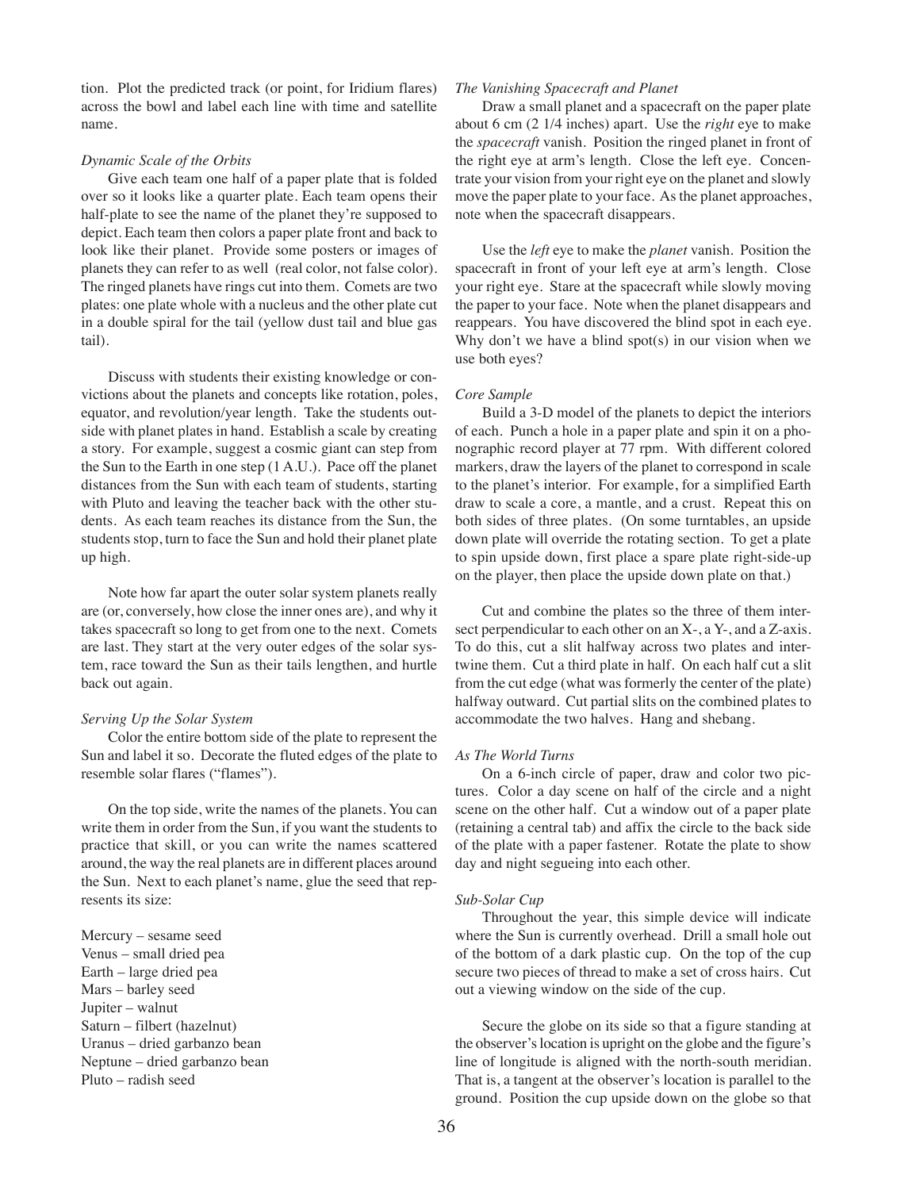tion. Plot the predicted track (or point, for Iridium flares) across the bowl and label each line with time and satellite name.

*Dynamic Scale of the Orbits*

Give each team one half of a paper plate that is folded over so it looks like a quarter plate. Each team opens their half-plate to see the name of the planet they're supposed to depict. Each team then colors a paper plate front and back to look like their planet. Provide some posters or images of planets they can refer to as well (real color, not false color). The ringed planets have rings cut into them. Comets are two plates: one plate whole with a nucleus and the other plate cut in a double spiral for the tail (yellow dust tail and blue gas tail).

Discuss with students their existing knowledge or convictions about the planets and concepts like rotation, poles, equator, and revolution/year length. Take the students outside with planet plates in hand. Establish a scale by creating a story. For example, suggest a cosmic giant can step from the Sun to the Earth in one step (1 A.U.). Pace off the planet distances from the Sun with each team of students, starting with Pluto and leaving the teacher back with the other students. As each team reaches its distance from the Sun, the students stop, turn to face the Sun and hold their planet plate up high.

Note how far apart the outer solar system planets really are (or, conversely, how close the inner ones are), and why it takes spacecraft so long to get from one to the next. Comets are last. They start at the very outer edges of the solar system, race toward the Sun as their tails lengthen, and hurtle back out again.

*Serving Up the Solar System*

Color the entire bottom side of the plate to represent the Sun and label it so. Decorate the fluted edges of the plate to resemble solar flares ("flames").

On the top side, write the names of the planets. You can write them in order from the Sun, if you want the students to practice that skill, or you can write the names scattered around, the way the real planets are in different places around the Sun. Next to each planet's name, glue the seed that represents its size:

Mercury – sesame seed
Venus – small dried pea
Earth – large dried pea
Mars – barley seed
Jupiter – walnut
Saturn – filbert (hazelnut)
Uranus – dried garbanzo bean
Neptune – dried garbanzo bean
Pluto – radish seed

*The Vanishing Spacecraft and Planet*

Draw a small planet and a spacecraft on the paper plate about 6 cm (2 1/4 inches) apart. Use the *right* eye to make the *spacecraft* vanish. Position the ringed planet in front of the right eye at arm's length. Close the left eye. Concentrate your vision from your right eye on the planet and slowly move the paper plate to your face. As the planet approaches, note when the spacecraft disappears.

Use the *left* eye to make the *planet* vanish. Position the spacecraft in front of your left eye at arm's length. Close your right eye. Stare at the spacecraft while slowly moving the paper to your face. Note when the planet disappears and reappears. You have discovered the blind spot in each eye. Why don't we have a blind spot(s) in our vision when we use both eyes?

*Core Sample*

Build a 3-D model of the planets to depict the interiors of each. Punch a hole in a paper plate and spin it on a phonographic record player at 77 rpm. With different colored markers, draw the layers of the planet to correspond in scale to the planet's interior. For example, for a simplified Earth draw to scale a core, a mantle, and a crust. Repeat this on both sides of three plates. (On some turntables, an upside down plate will override the rotating section. To get a plate to spin upside down, first place a spare plate right-side-up on the player, then place the upside down plate on that.)

Cut and combine the plates so the three of them intersect perpendicular to each other on an X-, a Y-, and a Z-axis. To do this, cut a slit halfway across two plates and intertwine them. Cut a third plate in half. On each half cut a slit from the cut edge (what was formerly the center of the plate) halfway outward. Cut partial slits on the combined plates to accommodate the two halves. Hang and shebang.

*As The World Turns*

On a 6-inch circle of paper, draw and color two pictures. Color a day scene on half of the circle and a night scene on the other half. Cut a window out of a paper plate (retaining a central tab) and affix the circle to the back side of the plate with a paper fastener. Rotate the plate to show day and night segueing into each other.

*Sub-Solar Cup*

Throughout the year, this simple device will indicate where the Sun is currently overhead. Drill a small hole out of the bottom of a dark plastic cup. On the top of the cup secure two pieces of thread to make a set of cross hairs. Cut out a viewing window on the side of the cup.

Secure the globe on its side so that a figure standing at the observer's location is upright on the globe and the figure's line of longitude is aligned with the north-south meridian. That is, a tangent at the observer's location is parallel to the ground. Position the cup upside down on the globe so that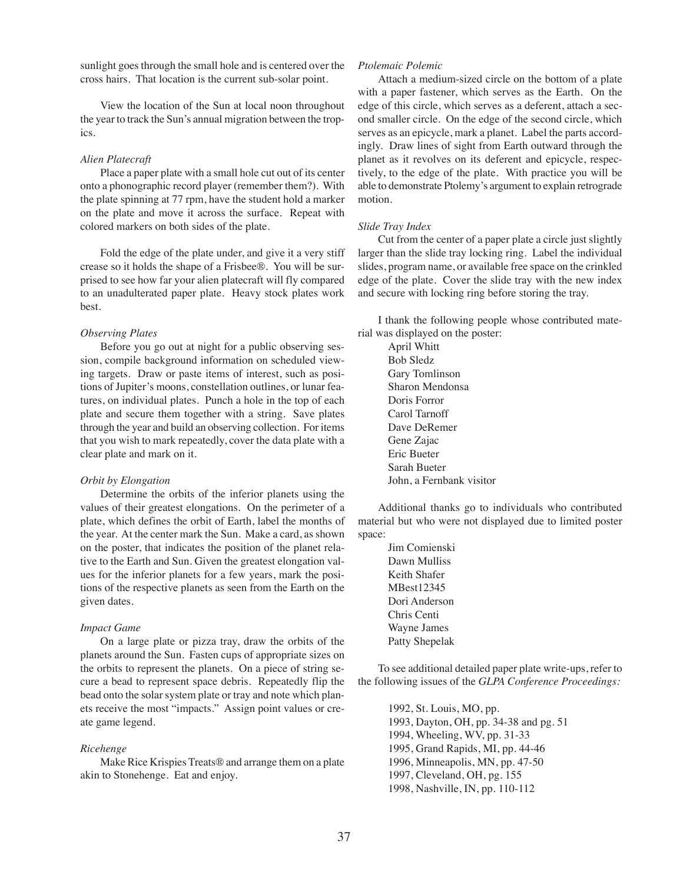sunlight goes through the small hole and is centered over the cross hairs. That location is the current sub-solar point.

View the location of the Sun at local noon throughout the year to track the Sun's annual migration between the tropics.

*Alien Platecraft*

Place a paper plate with a small hole cut out of its center onto a phonographic record player (remember them?). With the plate spinning at 77 rpm, have the student hold a marker on the plate and move it across the surface. Repeat with colored markers on both sides of the plate.

Fold the edge of the plate under, and give it a very stiff crease so it holds the shape of a Frisbee®. You will be surprised to see how far your alien platecraft will fly compared to an unadulterated paper plate. Heavy stock plates work best.

*Observing Plates*

Before you go out at night for a public observing session, compile background information on scheduled viewing targets. Draw or paste items of interest, such as positions of Jupiter's moons, constellation outlines, or lunar features, on individual plates. Punch a hole in the top of each plate and secure them together with a string. Save plates through the year and build an observing collection. For items that you wish to mark repeatedly, cover the data plate with a clear plate and mark on it.

*Orbit by Elongation*

Determine the orbits of the inferior planets using the values of their greatest elongations. On the perimeter of a plate, which defines the orbit of Earth, label the months of the year. At the center mark the Sun. Make a card, as shown on the poster, that indicates the position of the planet relative to the Earth and Sun. Given the greatest elongation values for the inferior planets for a few years, mark the positions of the respective planets as seen from the Earth on the given dates.

*Impact Game*

On a large plate or pizza tray, draw the orbits of the planets around the Sun. Fasten cups of appropriate sizes on the orbits to represent the planets. On a piece of string secure a bead to represent space debris. Repeatedly flip the bead onto the solar system plate or tray and note which planets receive the most "impacts." Assign point values or create game legend.

*Ricehenge*

Make Rice Krispies Treats® and arrange them on a plate akin to Stonehenge. Eat and enjoy.

*Ptolemaic Polemic*

Attach a medium-sized circle on the bottom of a plate with a paper fastener, which serves as the Earth. On the edge of this circle, which serves as a deferent, attach a second smaller circle. On the edge of the second circle, which serves as an epicycle, mark a planet. Label the parts accordingly. Draw lines of sight from Earth outward through the planet as it revolves on its deferent and epicycle, respectively, to the edge of the plate. With practice you will be able to demonstrate Ptolemy's argument to explain retrograde motion.

*Slide Tray Index*

Cut from the center of a paper plate a circle just slightly larger than the slide tray locking ring. Label the individual slides, program name, or available free space on the crinkled edge of the plate. Cover the slide tray with the new index and secure with locking ring before storing the tray.

I thank the following people whose contributed material was displayed on the poster:

April Whitt
Bob Sledz
Gary Tomlinson
Sharon Mendonsa
Doris Forror
Carol Tarnoff
Dave DeRemer
Gene Zajac
Eric Bueter
Sarah Bueter
John, a Fernbank visitor

Additional thanks go to individuals who contributed material but who were not displayed due to limited poster space:

Jim Comienski
Dawn Mulliss
Keith Shafer
MBest12345
Dori Anderson
Chris Centi
Wayne James
Patty Shepelak

To see additional detailed paper plate write-ups, refer to the following issues of the *GLPA Conference Proceedings:*

1992, St. Louis, MO, pp.
1993, Dayton, OH, pp. 34-38 and pg. 51
1994, Wheeling, WV, pp. 31-33
1995, Grand Rapids, MI, pp. 44-46
1996, Minneapolis, MN, pp. 47-50
1997, Cleveland, OH, pg. 155
1998, Nashville, IN, pp. 110-112